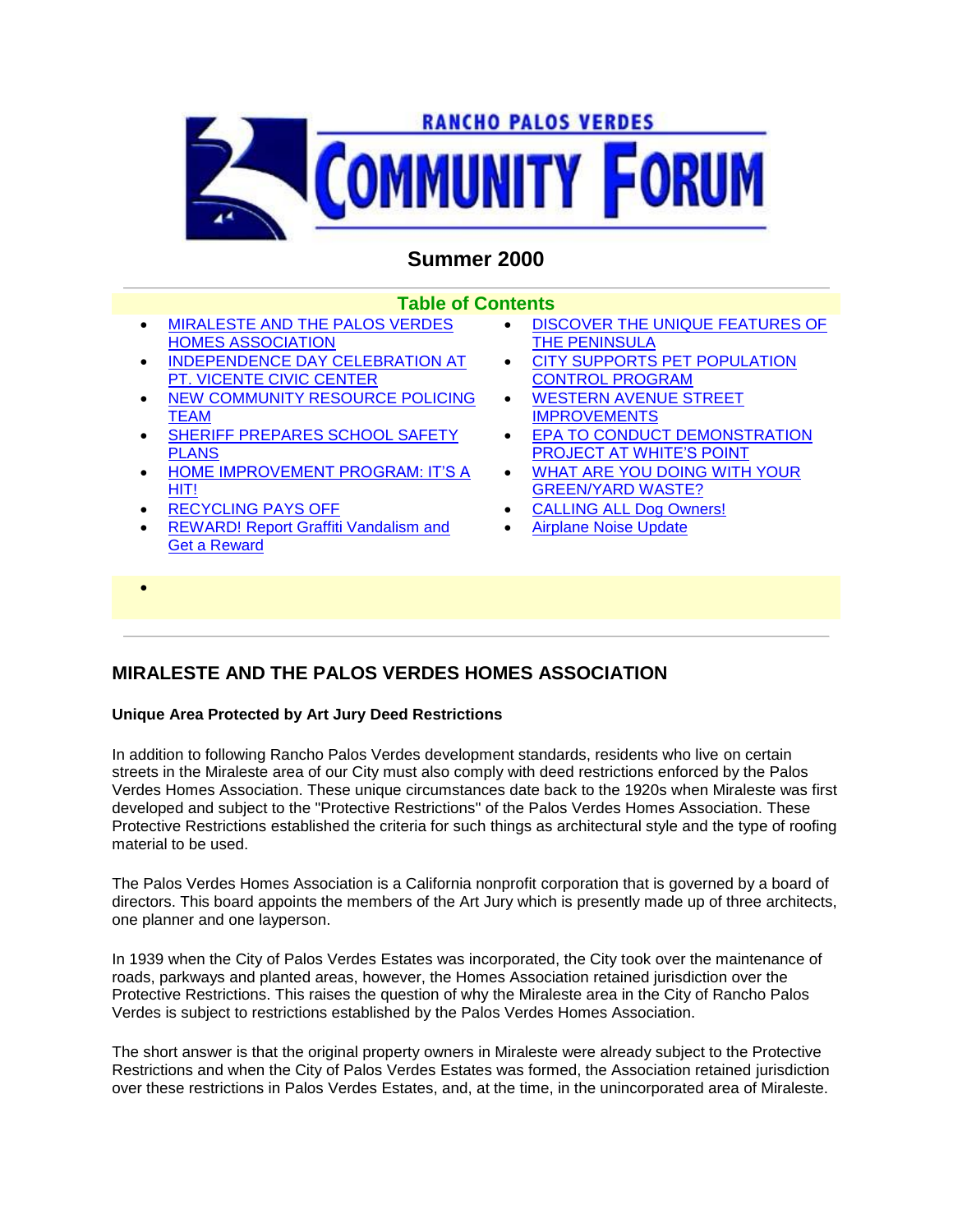# RANCHO PALOS VERDES COMMUNITY FORUM

## Summer 2000

### Table of Contents

- MIRALESTE AND THE PALOS VERDES HOMES ASSOCIATION
- INDEPENDENCE DAY CELEBRATION AT PT. VICENTE CIVIC CENTER
- NEW COMMUNITY RESOURCE POLICING TEAM
- SHERIFF PREPARES SCHOOL SAFETY PLANS
- HOME IMPROVEMENT PROGRAM: IT'S A HIT!
- RECYCLING PAYS OFF
- REWARD! Report Graffiti Vandalism and Get a Reward
- DISCOVER THE UNIQUE FEATURES OF THE PENINSULA
- CITY SUPPORTS PET POPULATION CONTROL PROGRAM
- WESTERN AVENUE STREET IMPROVEMENTS
- EPA TO CONDUCT DEMONSTRATION PROJECT AT WHITE'S POINT
- WHAT ARE YOU DOING WITH YOUR GREEN/YARD WASTE?
- CALLING ALL Dog Owners!
- Airplane Noise Update

---

## MIRALESTE AND THE PALOS VERDES HOMES ASSOCIATION

**Unique Area Protected by Art Jury Deed Restrictions**

In addition to following Rancho Palos Verdes development standards, residents who live on certain streets in the Miraleste area of our City must also comply with deed restrictions enforced by the Palos Verdes Homes Association. These unique circumstances date back to the 1920s when Miraleste was first developed and subject to the "Protective Restrictions" of the Palos Verdes Homes Association. These Protective Restrictions established the criteria for such things as architectural style and the type of roofing material to be used.

The Palos Verdes Homes Association is a California nonprofit corporation that is governed by a board of directors. This board appoints the members of the Art Jury which is presently made up of three architects, one planner and one layperson.

In 1939 when the City of Palos Verdes Estates was incorporated, the City took over the maintenance of roads, parkways and planted areas, however, the Homes Association retained jurisdiction over the Protective Restrictions. This raises the question of why the Miraleste area in the City of Rancho Palos Verdes is subject to restrictions established by the Palos Verdes Homes Association.

The short answer is that the original property owners in Miraleste were already subject to the Protective Restrictions and when the City of Palos Verdes Estates was formed, the Association retained jurisdiction over these restrictions in Palos Verdes Estates, and, at the time, in the unincorporated area of Miraleste.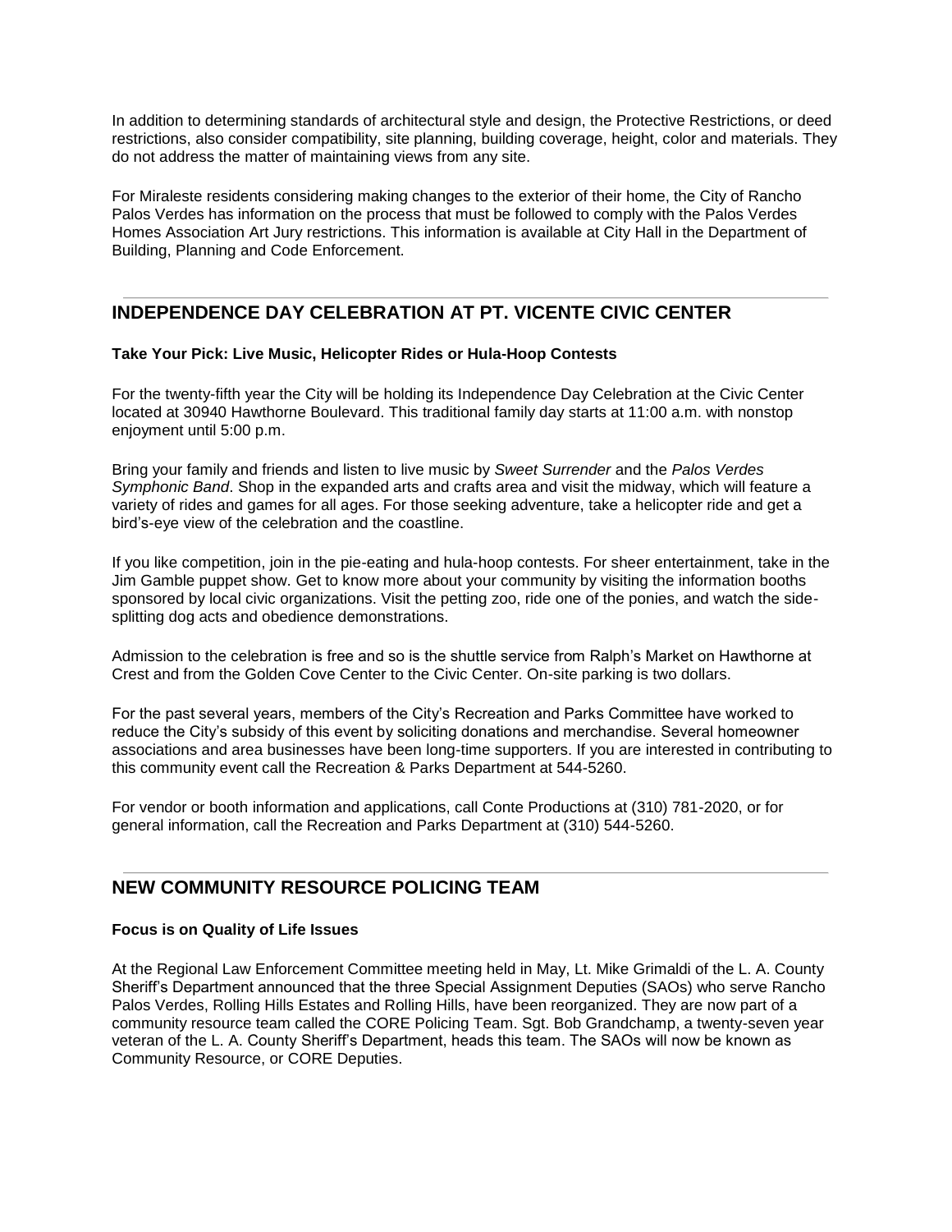In addition to determining standards of architectural style and design, the Protective Restrictions, or deed restrictions, also consider compatibility, site planning, building coverage, height, color and materials. They do not address the matter of maintaining views from any site.

For Miraleste residents considering making changes to the exterior of their home, the City of Rancho Palos Verdes has information on the process that must be followed to comply with the Palos Verdes Homes Association Art Jury restrictions. This information is available at City Hall in the Department of Building, Planning and Code Enforcement.

---

## INDEPENDENCE DAY CELEBRATION AT PT. VICENTE CIVIC CENTER

**Take Your Pick: Live Music, Helicopter Rides or Hula-Hoop Contests**

For the twenty-fifth year the City will be holding its Independence Day Celebration at the Civic Center located at 30940 Hawthorne Boulevard. This traditional family day starts at 11:00 a.m. with nonstop enjoyment until 5:00 p.m.

Bring your family and friends and listen to live music by *Sweet Surrender* and the *Palos Verdes Symphonic Band*. Shop in the expanded arts and crafts area and visit the midway, which will feature a variety of rides and games for all ages. For those seeking adventure, take a helicopter ride and get a bird's-eye view of the celebration and the coastline.

If you like competition, join in the pie-eating and hula-hoop contests. For sheer entertainment, take in the Jim Gamble puppet show. Get to know more about your community by visiting the information booths sponsored by local civic organizations. Visit the petting zoo, ride one of the ponies, and watch the side-splitting dog acts and obedience demonstrations.

Admission to the celebration is free and so is the shuttle service from Ralph's Market on Hawthorne at Crest and from the Golden Cove Center to the Civic Center. On-site parking is two dollars.

For the past several years, members of the City's Recreation and Parks Committee have worked to reduce the City's subsidy of this event by soliciting donations and merchandise. Several homeowner associations and area businesses have been long-time supporters. If you are interested in contributing to this community event call the Recreation & Parks Department at 544-5260.

For vendor or booth information and applications, call Conte Productions at (310) 781-2020, or for general information, call the Recreation and Parks Department at (310) 544-5260.

---

## NEW COMMUNITY RESOURCE POLICING TEAM

**Focus is on Quality of Life Issues**

At the Regional Law Enforcement Committee meeting held in May, Lt. Mike Grimaldi of the L. A. County Sheriff's Department announced that the three Special Assignment Deputies (SAOs) who serve Rancho Palos Verdes, Rolling Hills Estates and Rolling Hills, have been reorganized. They are now part of a community resource team called the CORE Policing Team. Sgt. Bob Grandchamp, a twenty-seven year veteran of the L. A. County Sheriff's Department, heads this team. The SAOs will now be known as Community Resource, or CORE Deputies.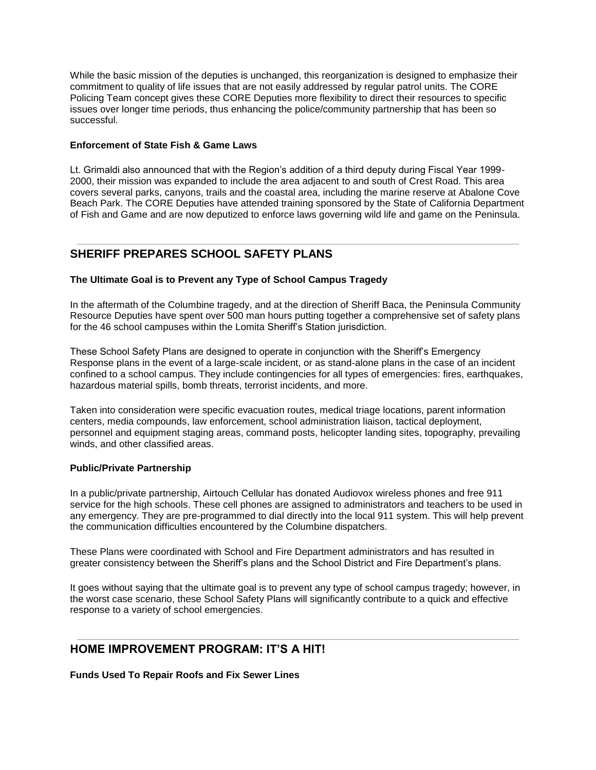While the basic mission of the deputies is unchanged, this reorganization is designed to emphasize their commitment to quality of life issues that are not easily addressed by regular patrol units. The CORE Policing Team concept gives these CORE Deputies more flexibility to direct their resources to specific issues over longer time periods, thus enhancing the police/community partnership that has been so successful.

### Enforcement of State Fish & Game Laws

Lt. Grimaldi also announced that with the Region's addition of a third deputy during Fiscal Year 1999-2000, their mission was expanded to include the area adjacent to and south of Crest Road. This area covers several parks, canyons, trails and the coastal area, including the marine reserve at Abalone Cove Beach Park. The CORE Deputies have attended training sponsored by the State of California Department of Fish and Game and are now deputized to enforce laws governing wild life and game on the Peninsula.

---

## SHERIFF PREPARES SCHOOL SAFETY PLANS

### The Ultimate Goal is to Prevent any Type of School Campus Tragedy

In the aftermath of the Columbine tragedy, and at the direction of Sheriff Baca, the Peninsula Community Resource Deputies have spent over 500 man hours putting together a comprehensive set of safety plans for the 46 school campuses within the Lomita Sheriff's Station jurisdiction.

These School Safety Plans are designed to operate in conjunction with the Sheriff's Emergency Response plans in the event of a large-scale incident, or as stand-alone plans in the case of an incident confined to a school campus. They include contingencies for all types of emergencies: fires, earthquakes, hazardous material spills, bomb threats, terrorist incidents, and more.

Taken into consideration were specific evacuation routes, medical triage locations, parent information centers, media compounds, law enforcement, school administration liaison, tactical deployment, personnel and equipment staging areas, command posts, helicopter landing sites, topography, prevailing winds, and other classified areas.

### Public/Private Partnership

In a public/private partnership, Airtouch Cellular has donated Audiovox wireless phones and free 911 service for the high schools. These cell phones are assigned to administrators and teachers to be used in any emergency. They are pre-programmed to dial directly into the local 911 system. This will help prevent the communication difficulties encountered by the Columbine dispatchers.

These Plans were coordinated with School and Fire Department administrators and has resulted in greater consistency between the Sheriff's plans and the School District and Fire Department's plans.

It goes without saying that the ultimate goal is to prevent any type of school campus tragedy; however, in the worst case scenario, these School Safety Plans will significantly contribute to a quick and effective response to a variety of school emergencies.

---

## HOME IMPROVEMENT PROGRAM: IT'S A HIT!

### Funds Used To Repair Roofs and Fix Sewer Lines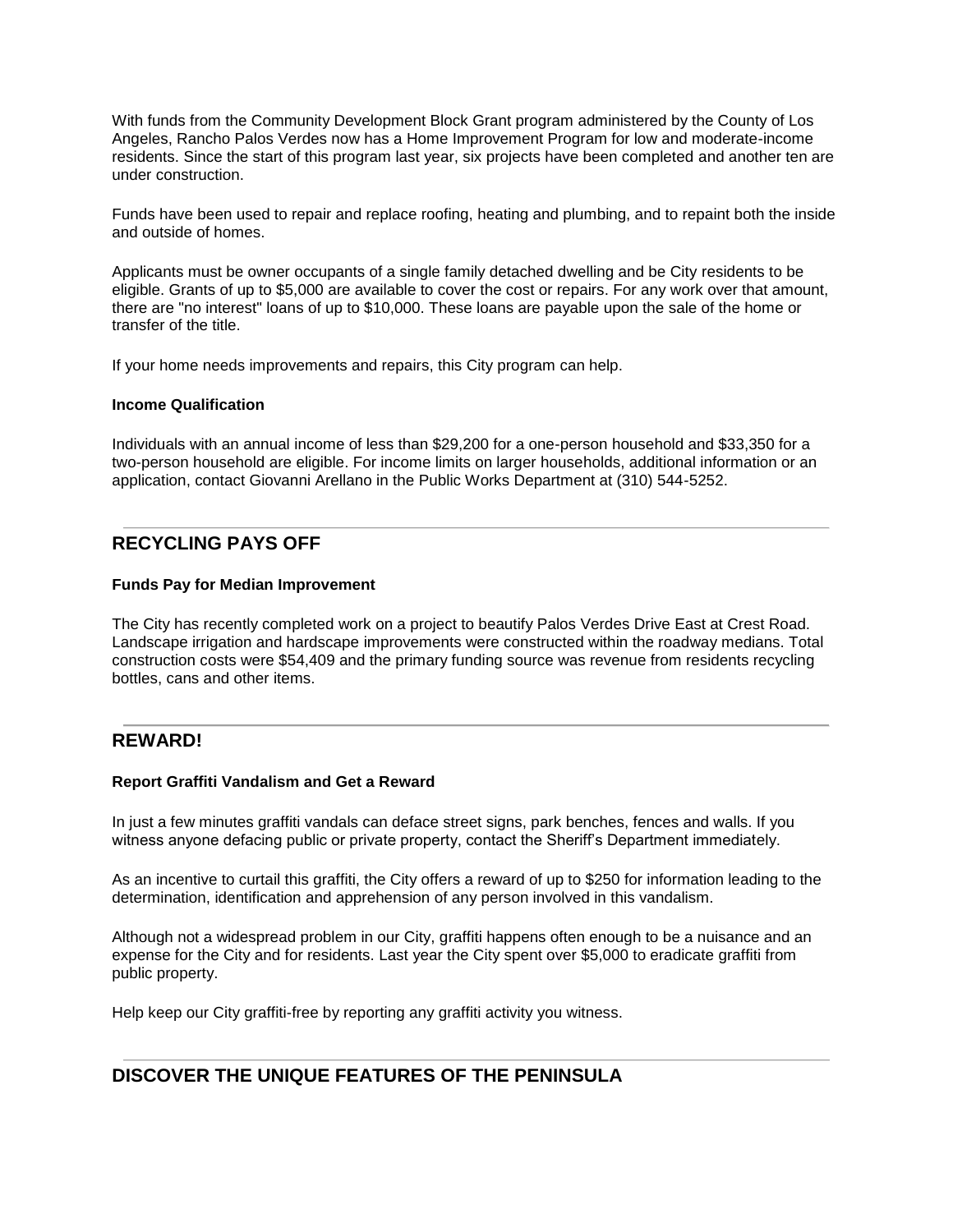With funds from the Community Development Block Grant program administered by the County of Los Angeles, Rancho Palos Verdes now has a Home Improvement Program for low and moderate-income residents. Since the start of this program last year, six projects have been completed and another ten are under construction.

Funds have been used to repair and replace roofing, heating and plumbing, and to repaint both the inside and outside of homes.

Applicants must be owner occupants of a single family detached dwelling and be City residents to be eligible. Grants of up to $5,000 are available to cover the cost or repairs. For any work over that amount, there are "no interest" loans of up to $10,000. These loans are payable upon the sale of the home or transfer of the title.

If your home needs improvements and repairs, this City program can help.

**Income Qualification**

Individuals with an annual income of less than $29,200 for a one-person household and $33,350 for a two-person household are eligible. For income limits on larger households, additional information or an application, contact Giovanni Arellano in the Public Works Department at (310) 544-5252.

---

## RECYCLING PAYS OFF

**Funds Pay for Median Improvement**

The City has recently completed work on a project to beautify Palos Verdes Drive East at Crest Road. Landscape irrigation and hardscape improvements were constructed within the roadway medians. Total construction costs were $54,409 and the primary funding source was revenue from residents recycling bottles, cans and other items.

---

## REWARD!

**Report Graffiti Vandalism and Get a Reward**

In just a few minutes graffiti vandals can deface street signs, park benches, fences and walls. If you witness anyone defacing public or private property, contact the Sheriff's Department immediately.

As an incentive to curtail this graffiti, the City offers a reward of up to $250 for information leading to the determination, identification and apprehension of any person involved in this vandalism.

Although not a widespread problem in our City, graffiti happens often enough to be a nuisance and an expense for the City and for residents. Last year the City spent over $5,000 to eradicate graffiti from public property.

Help keep our City graffiti-free by reporting any graffiti activity you witness.

---

## DISCOVER THE UNIQUE FEATURES OF THE PENINSULA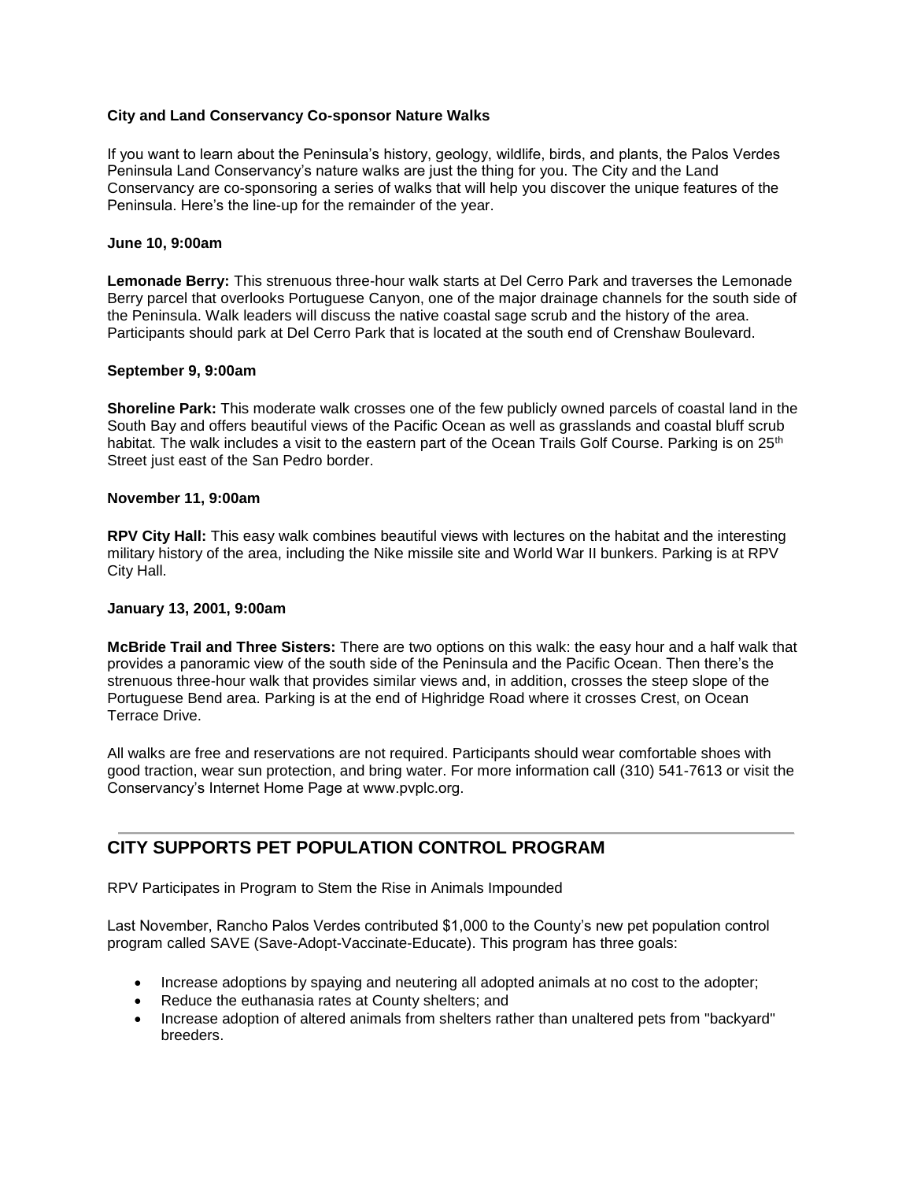**City and Land Conservancy Co-sponsor Nature Walks**

If you want to learn about the Peninsula's history, geology, wildlife, birds, and plants, the Palos Verdes Peninsula Land Conservancy's nature walks are just the thing for you. The City and the Land Conservancy are co-sponsoring a series of walks that will help you discover the unique features of the Peninsula. Here's the line-up for the remainder of the year.

**June 10, 9:00am**

**Lemonade Berry:** This strenuous three-hour walk starts at Del Cerro Park and traverses the Lemonade Berry parcel that overlooks Portuguese Canyon, one of the major drainage channels for the south side of the Peninsula. Walk leaders will discuss the native coastal sage scrub and the history of the area. Participants should park at Del Cerro Park that is located at the south end of Crenshaw Boulevard.

**September 9, 9:00am**

**Shoreline Park:** This moderate walk crosses one of the few publicly owned parcels of coastal land in the South Bay and offers beautiful views of the Pacific Ocean as well as grasslands and coastal bluff scrub habitat. The walk includes a visit to the eastern part of the Ocean Trails Golf Course. Parking is on 25th Street just east of the San Pedro border.

**November 11, 9:00am**

**RPV City Hall:** This easy walk combines beautiful views with lectures on the habitat and the interesting military history of the area, including the Nike missile site and World War II bunkers. Parking is at RPV City Hall.

**January 13, 2001, 9:00am**

**McBride Trail and Three Sisters:** There are two options on this walk: the easy hour and a half walk that provides a panoramic view of the south side of the Peninsula and the Pacific Ocean. Then there's the strenuous three-hour walk that provides similar views and, in addition, crosses the steep slope of the Portuguese Bend area. Parking is at the end of Highridge Road where it crosses Crest, on Ocean Terrace Drive.

All walks are free and reservations are not required. Participants should wear comfortable shoes with good traction, wear sun protection, and bring water. For more information call (310) 541-7613 or visit the Conservancy's Internet Home Page at www.pvplc.org.

---

## CITY SUPPORTS PET POPULATION CONTROL PROGRAM

RPV Participates in Program to Stem the Rise in Animals Impounded

Last November, Rancho Palos Verdes contributed $1,000 to the County's new pet population control program called SAVE (Save-Adopt-Vaccinate-Educate). This program has three goals:

- Increase adoptions by spaying and neutering all adopted animals at no cost to the adopter;
- Reduce the euthanasia rates at County shelters; and
- Increase adoption of altered animals from shelters rather than unaltered pets from "backyard" breeders.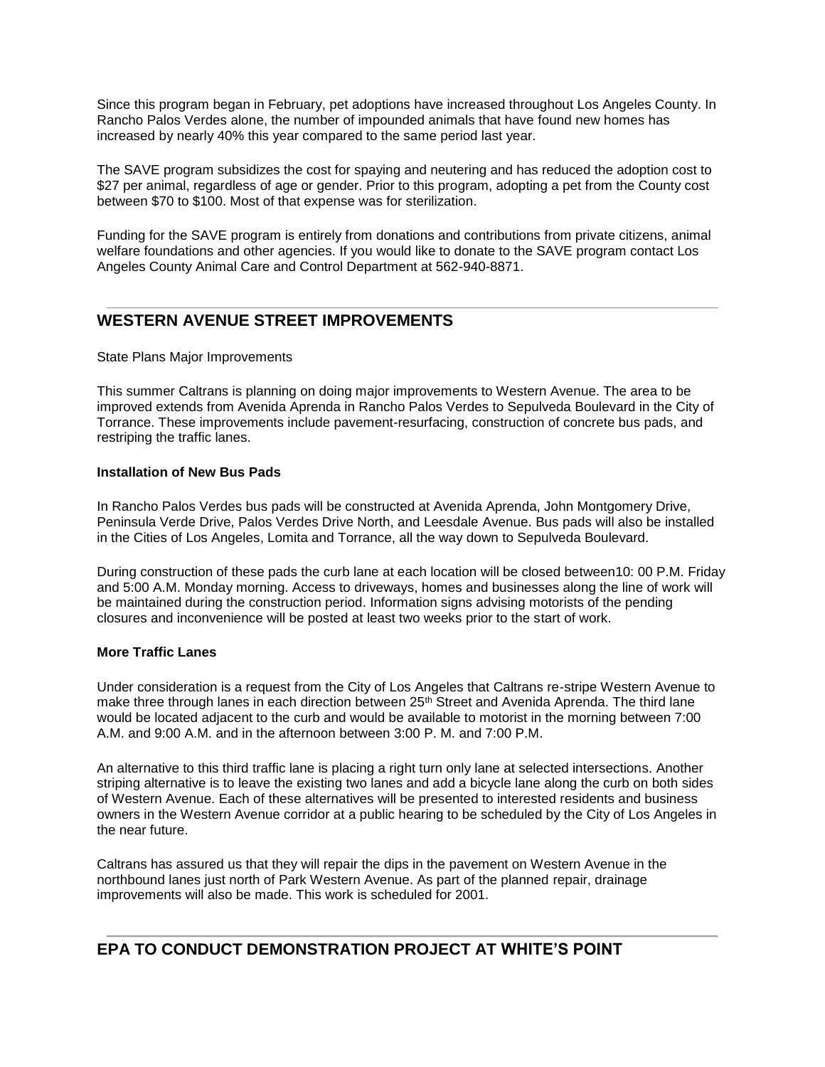Since this program began in February, pet adoptions have increased throughout Los Angeles County. In Rancho Palos Verdes alone, the number of impounded animals that have found new homes has increased by nearly 40% this year compared to the same period last year.

The SAVE program subsidizes the cost for spaying and neutering and has reduced the adoption cost to $27 per animal, regardless of age or gender. Prior to this program, adopting a pet from the County cost between $70 to $100. Most of that expense was for sterilization.

Funding for the SAVE program is entirely from donations and contributions from private citizens, animal welfare foundations and other agencies. If you would like to donate to the SAVE program contact Los Angeles County Animal Care and Control Department at 562-940-8871.

---

## WESTERN AVENUE STREET IMPROVEMENTS

State Plans Major Improvements

This summer Caltrans is planning on doing major improvements to Western Avenue. The area to be improved extends from Avenida Aprenda in Rancho Palos Verdes to Sepulveda Boulevard in the City of Torrance. These improvements include pavement-resurfacing, construction of concrete bus pads, and restriping the traffic lanes.

**Installation of New Bus Pads**

In Rancho Palos Verdes bus pads will be constructed at Avenida Aprenda, John Montgomery Drive, Peninsula Verde Drive, Palos Verdes Drive North, and Leesdale Avenue. Bus pads will also be installed in the Cities of Los Angeles, Lomita and Torrance, all the way down to Sepulveda Boulevard.

During construction of these pads the curb lane at each location will be closed between10: 00 P.M. Friday and 5:00 A.M. Monday morning. Access to driveways, homes and businesses along the line of work will be maintained during the construction period. Information signs advising motorists of the pending closures and inconvenience will be posted at least two weeks prior to the start of work.

**More Traffic Lanes**

Under consideration is a request from the City of Los Angeles that Caltrans re-stripe Western Avenue to make three through lanes in each direction between 25th Street and Avenida Aprenda. The third lane would be located adjacent to the curb and would be available to motorist in the morning between 7:00 A.M. and 9:00 A.M. and in the afternoon between 3:00 P. M. and 7:00 P.M.

An alternative to this third traffic lane is placing a right turn only lane at selected intersections. Another striping alternative is to leave the existing two lanes and add a bicycle lane along the curb on both sides of Western Avenue. Each of these alternatives will be presented to interested residents and business owners in the Western Avenue corridor at a public hearing to be scheduled by the City of Los Angeles in the near future.

Caltrans has assured us that they will repair the dips in the pavement on Western Avenue in the northbound lanes just north of Park Western Avenue. As part of the planned repair, drainage improvements will also be made. This work is scheduled for 2001.

---

## EPA TO CONDUCT DEMONSTRATION PROJECT AT WHITE'S POINT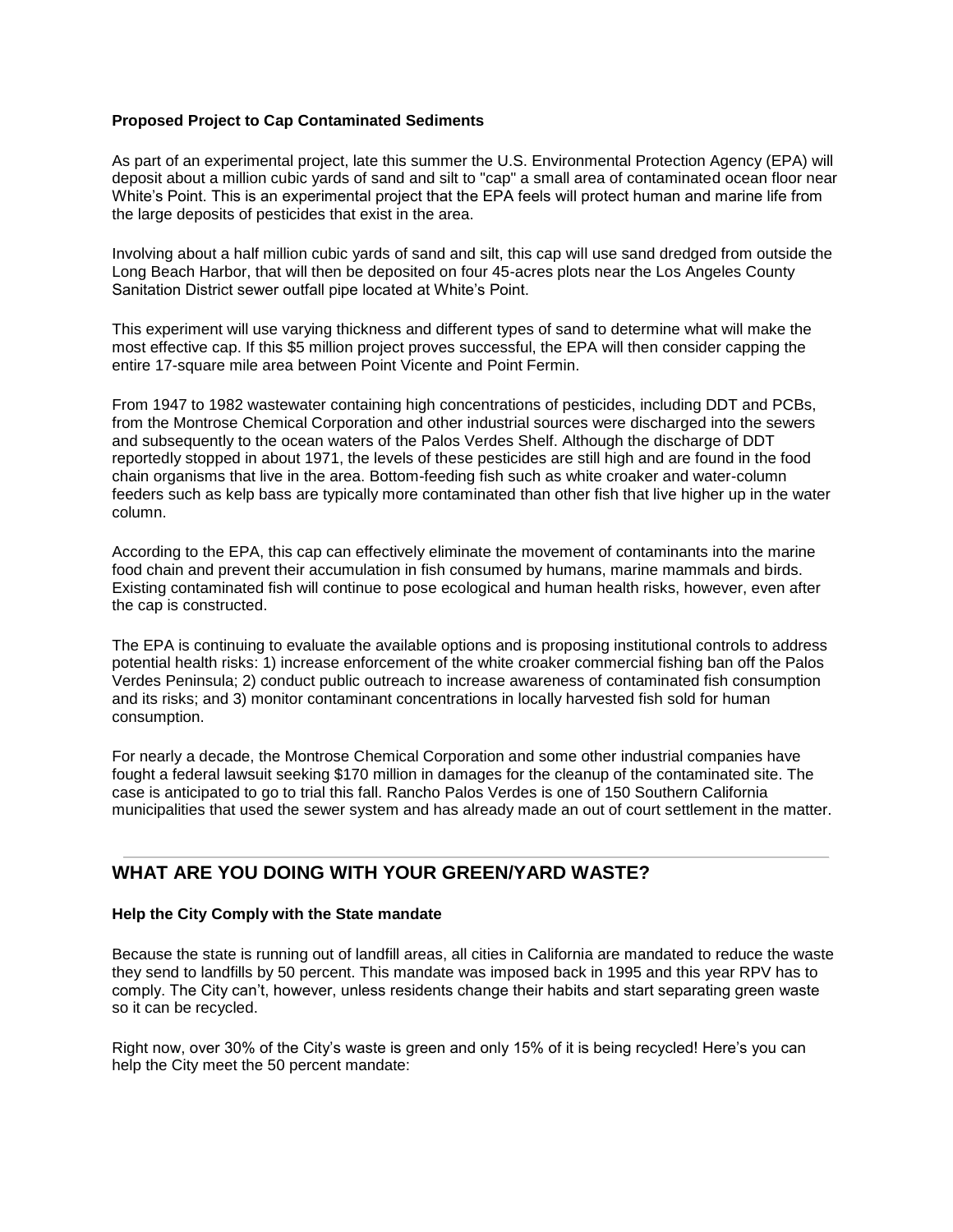**Proposed Project to Cap Contaminated Sediments**

As part of an experimental project, late this summer the U.S. Environmental Protection Agency (EPA) will deposit about a million cubic yards of sand and silt to "cap" a small area of contaminated ocean floor near White's Point. This is an experimental project that the EPA feels will protect human and marine life from the large deposits of pesticides that exist in the area.

Involving about a half million cubic yards of sand and silt, this cap will use sand dredged from outside the Long Beach Harbor, that will then be deposited on four 45-acres plots near the Los Angeles County Sanitation District sewer outfall pipe located at White's Point.

This experiment will use varying thickness and different types of sand to determine what will make the most effective cap. If this $5 million project proves successful, the EPA will then consider capping the entire 17-square mile area between Point Vicente and Point Fermin.

From 1947 to 1982 wastewater containing high concentrations of pesticides, including DDT and PCBs, from the Montrose Chemical Corporation and other industrial sources were discharged into the sewers and subsequently to the ocean waters of the Palos Verdes Shelf. Although the discharge of DDT reportedly stopped in about 1971, the levels of these pesticides are still high and are found in the food chain organisms that live in the area. Bottom-feeding fish such as white croaker and water-column feeders such as kelp bass are typically more contaminated than other fish that live higher up in the water column.

According to the EPA, this cap can effectively eliminate the movement of contaminants into the marine food chain and prevent their accumulation in fish consumed by humans, marine mammals and birds. Existing contaminated fish will continue to pose ecological and human health risks, however, even after the cap is constructed.

The EPA is continuing to evaluate the available options and is proposing institutional controls to address potential health risks: 1) increase enforcement of the white croaker commercial fishing ban off the Palos Verdes Peninsula; 2) conduct public outreach to increase awareness of contaminated fish consumption and its risks; and 3) monitor contaminant concentrations in locally harvested fish sold for human consumption.

For nearly a decade, the Montrose Chemical Corporation and some other industrial companies have fought a federal lawsuit seeking $170 million in damages for the cleanup of the contaminated site. The case is anticipated to go to trial this fall. Rancho Palos Verdes is one of 150 Southern California municipalities that used the sewer system and has already made an out of court settlement in the matter.

---

## WHAT ARE YOU DOING WITH YOUR GREEN/YARD WASTE?

**Help the City Comply with the State mandate**

Because the state is running out of landfill areas, all cities in California are mandated to reduce the waste they send to landfills by 50 percent. This mandate was imposed back in 1995 and this year RPV has to comply. The City can't, however, unless residents change their habits and start separating green waste so it can be recycled.

Right now, over 30% of the City's waste is green and only 15% of it is being recycled! Here's you can help the City meet the 50 percent mandate: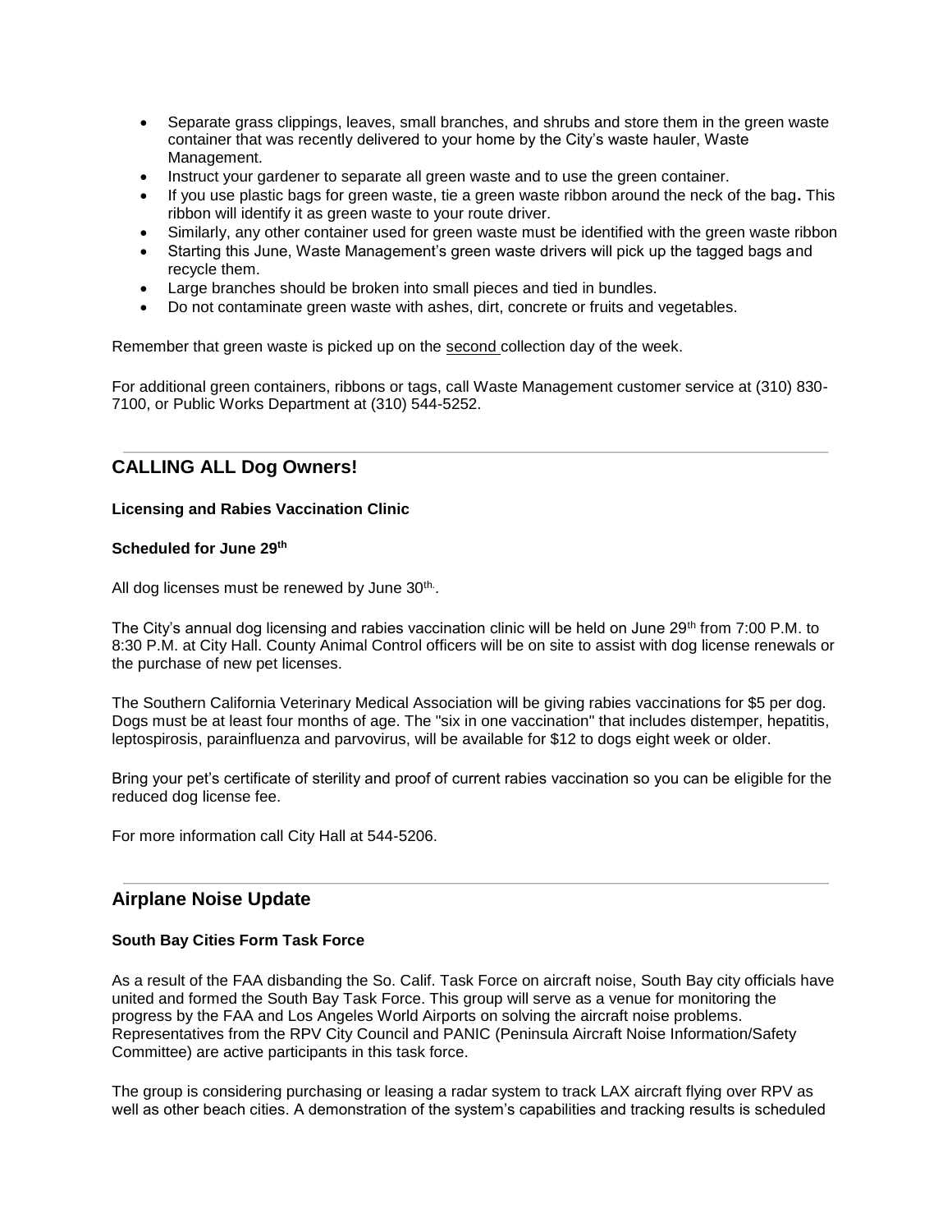- Separate grass clippings, leaves, small branches, and shrubs and store them in the green waste container that was recently delivered to your home by the City's waste hauler, Waste Management.
- Instruct your gardener to separate all green waste and to use the green container.
- If you use plastic bags for green waste, tie a green waste ribbon around the neck of the bag**.** This ribbon will identify it as green waste to your route driver.
- Similarly, any other container used for green waste must be identified with the green waste ribbon
- Starting this June, Waste Management's green waste drivers will pick up the tagged bags and recycle them.
- Large branches should be broken into small pieces and tied in bundles.
- Do not contaminate green waste with ashes, dirt, concrete or fruits and vegetables.

Remember that green waste is picked up on the <u>second</u> collection day of the week.

For additional green containers, ribbons or tags, call Waste Management customer service at (310) 830-7100, or Public Works Department at (310) 544-5252.

---

## CALLING ALL Dog Owners!

**Licensing and Rabies Vaccination Clinic**

**Scheduled for June 29th**

All dog licenses must be renewed by June 30th.

The City's annual dog licensing and rabies vaccination clinic will be held on June 29th from 7:00 P.M. to 8:30 P.M. at City Hall. County Animal Control officers will be on site to assist with dog license renewals or the purchase of new pet licenses.

The Southern California Veterinary Medical Association will be giving rabies vaccinations for $5 per dog. Dogs must be at least four months of age. The "six in one vaccination" that includes distemper, hepatitis, leptospirosis, parainfluenza and parvovirus, will be available for $12 to dogs eight week or older.

Bring your pet's certificate of sterility and proof of current rabies vaccination so you can be eligible for the reduced dog license fee.

For more information call City Hall at 544-5206.

---

## Airplane Noise Update

**South Bay Cities Form Task Force**

As a result of the FAA disbanding the So. Calif. Task Force on aircraft noise, South Bay city officials have united and formed the South Bay Task Force. This group will serve as a venue for monitoring the progress by the FAA and Los Angeles World Airports on solving the aircraft noise problems. Representatives from the RPV City Council and PANIC (Peninsula Aircraft Noise Information/Safety Committee) are active participants in this task force.

The group is considering purchasing or leasing a radar system to track LAX aircraft flying over RPV as well as other beach cities. A demonstration of the system's capabilities and tracking results is scheduled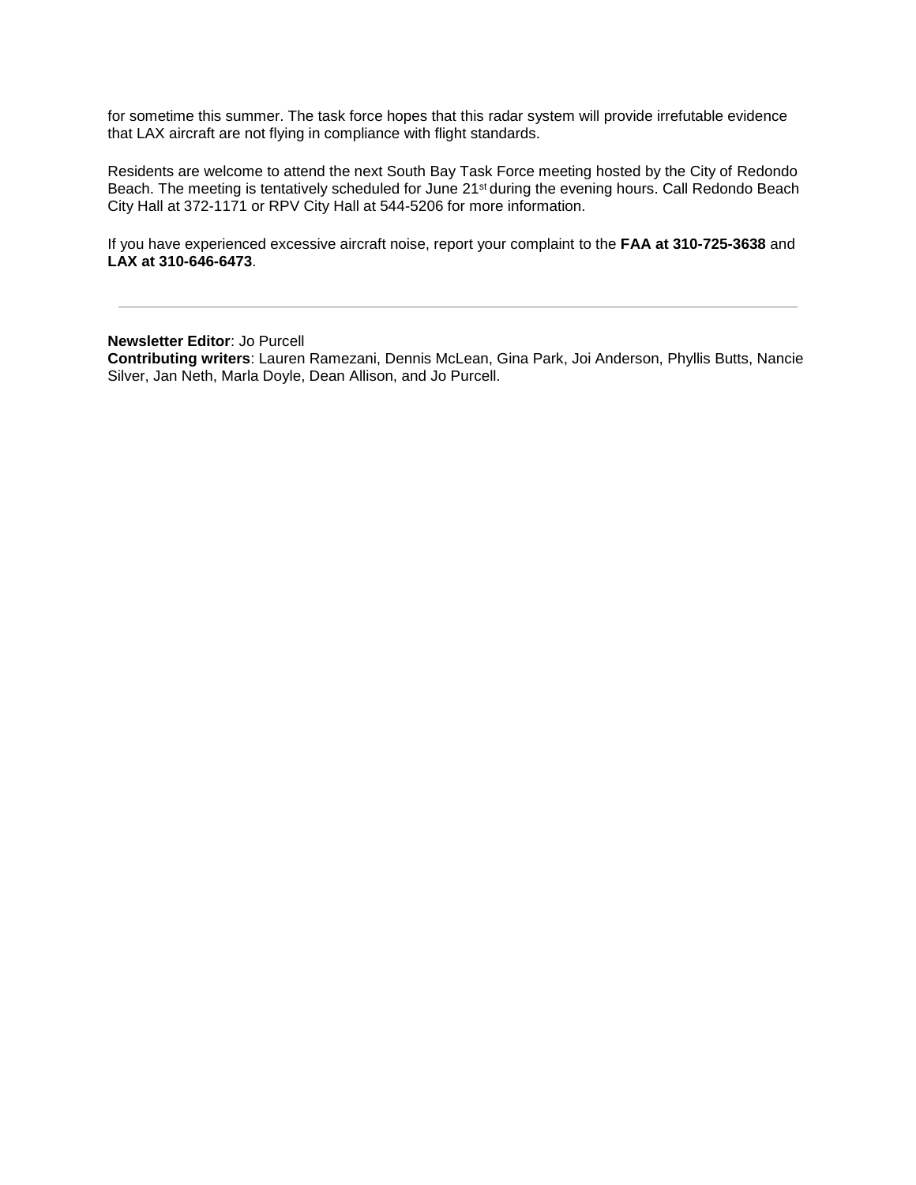for sometime this summer. The task force hopes that this radar system will provide irrefutable evidence that LAX aircraft are not flying in compliance with flight standards.

Residents are welcome to attend the next South Bay Task Force meeting hosted by the City of Redondo Beach. The meeting is tentatively scheduled for June 21st during the evening hours. Call Redondo Beach City Hall at 372-1171 or RPV City Hall at 544-5206 for more information.

If you have experienced excessive aircraft noise, report your complaint to the **FAA at 310-725-3638** and **LAX at 310-646-6473**.

---

**Newsletter Editor**: Jo Purcell
**Contributing writers**: Lauren Ramezani, Dennis McLean, Gina Park, Joi Anderson, Phyllis Butts, Nancie Silver, Jan Neth, Marla Doyle, Dean Allison, and Jo Purcell.